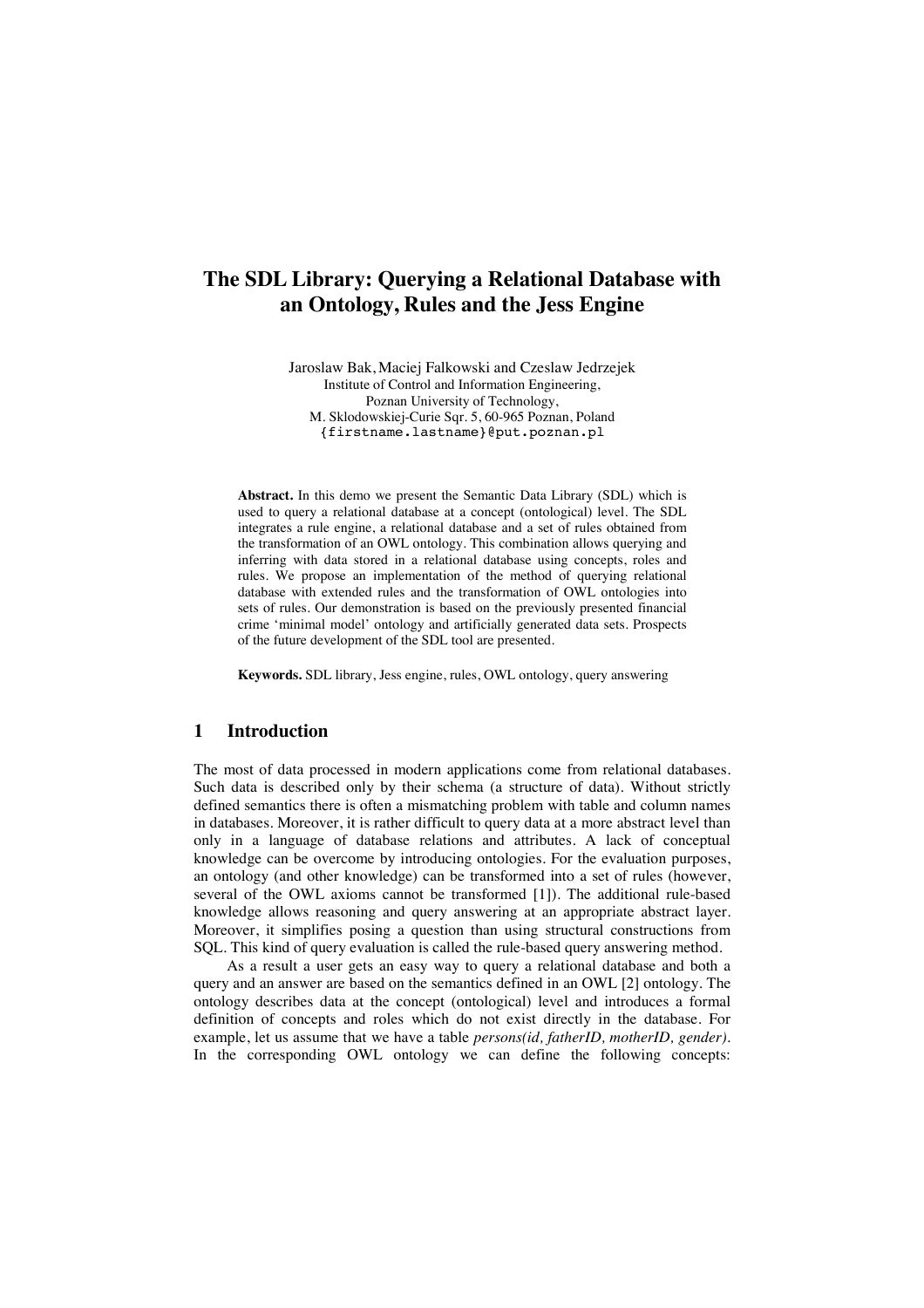# The SDL Library: Querying a Relational Database with an Ontology, Rules and the Jess Engine

Jaroslaw Bak, Maciej Falkowski and Czeslaw Jedrzejek
Institute of Control and Information Engineering,
Poznan University of Technology,
M. Sklodowskiej-Curie Sqr. 5, 60-965 Poznan, Poland
{firstname.lastname}@put.poznan.pl

**Abstract.** In this demo we present the Semantic Data Library (SDL) which is used to query a relational database at a concept (ontological) level. The SDL integrates a rule engine, a relational database and a set of rules obtained from the transformation of an OWL ontology. This combination allows querying and inferring with data stored in a relational database using concepts, roles and rules. We propose an implementation of the method of querying relational database with extended rules and the transformation of OWL ontologies into sets of rules. Our demonstration is based on the previously presented financial crime 'minimal model' ontology and artificially generated data sets. Prospects of the future development of the SDL tool are presented.

**Keywords.** SDL library, Jess engine, rules, OWL ontology, query answering

## 1 Introduction

The most of data processed in modern applications come from relational databases. Such data is described only by their schema (a structure of data). Without strictly defined semantics there is often a mismatching problem with table and column names in databases. Moreover, it is rather difficult to query data at a more abstract level than only in a language of database relations and attributes. A lack of conceptual knowledge can be overcome by introducing ontologies. For the evaluation purposes, an ontology (and other knowledge) can be transformed into a set of rules (however, several of the OWL axioms cannot be transformed [1]). The additional rule-based knowledge allows reasoning and query answering at an appropriate abstract layer. Moreover, it simplifies posing a question than using structural constructions from SQL. This kind of query evaluation is called the rule-based query answering method.

As a result a user gets an easy way to query a relational database and both a query and an answer are based on the semantics defined in an OWL [2] ontology. The ontology describes data at the concept (ontological) level and introduces a formal definition of concepts and roles which do not exist directly in the database. For example, let us assume that we have a table *persons(id, fatherID, motherID, gender)*. In the corresponding OWL ontology we can define the following concepts: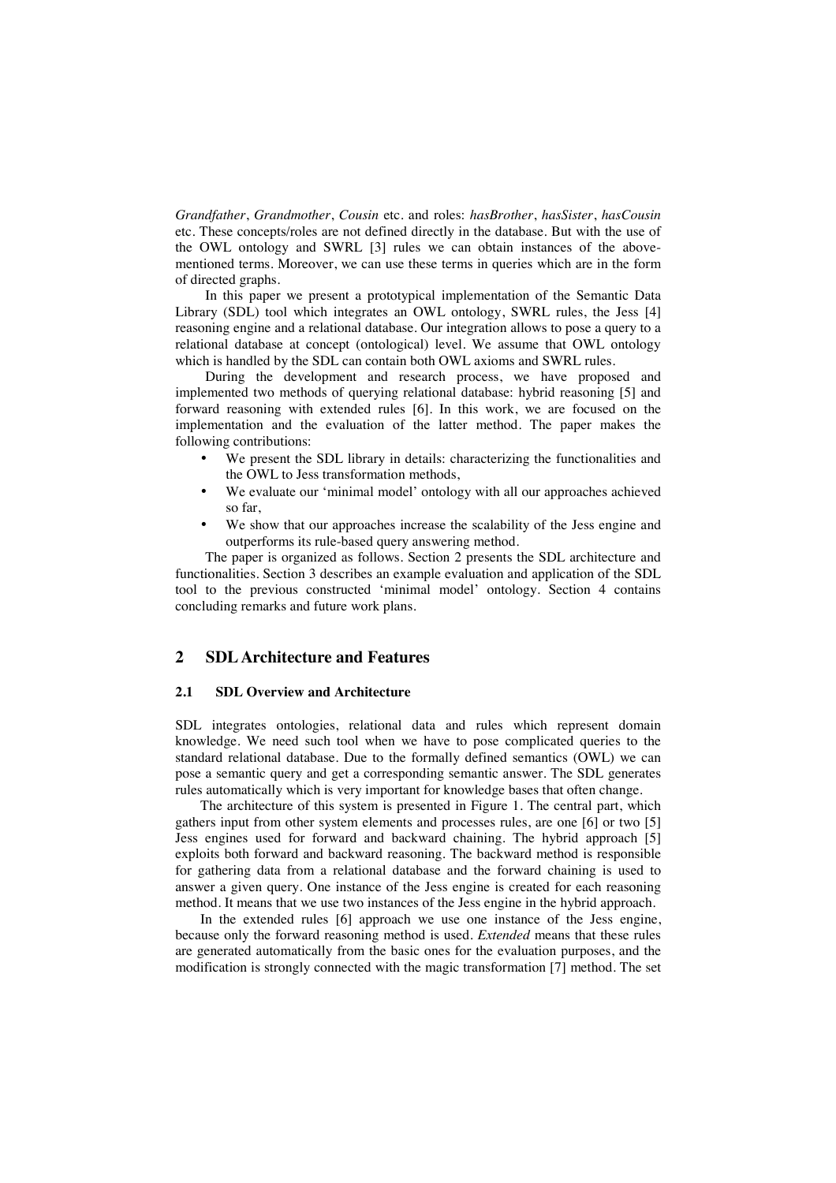*Grandfather*, *Grandmother*, *Cousin* etc. and roles: *hasBrother*, *hasSister*, *hasCousin* etc. These concepts/roles are not defined directly in the database. But with the use of the OWL ontology and SWRL [3] rules we can obtain instances of the above-mentioned terms. Moreover, we can use these terms in queries which are in the form of directed graphs.

In this paper we present a prototypical implementation of the Semantic Data Library (SDL) tool which integrates an OWL ontology, SWRL rules, the Jess [4] reasoning engine and a relational database. Our integration allows to pose a query to a relational database at concept (ontological) level. We assume that OWL ontology which is handled by the SDL can contain both OWL axioms and SWRL rules.

During the development and research process, we have proposed and implemented two methods of querying relational database: hybrid reasoning [5] and forward reasoning with extended rules [6]. In this work, we are focused on the implementation and the evaluation of the latter method. The paper makes the following contributions:

- We present the SDL library in details: characterizing the functionalities and the OWL to Jess transformation methods,
- We evaluate our 'minimal model' ontology with all our approaches achieved so far,
- We show that our approaches increase the scalability of the Jess engine and outperforms its rule-based query answering method.

The paper is organized as follows. Section 2 presents the SDL architecture and functionalities. Section 3 describes an example evaluation and application of the SDL tool to the previous constructed 'minimal model' ontology. Section 4 contains concluding remarks and future work plans.

## 2 SDL Architecture and Features

### 2.1 SDL Overview and Architecture

SDL integrates ontologies, relational data and rules which represent domain knowledge. We need such tool when we have to pose complicated queries to the standard relational database. Due to the formally defined semantics (OWL) we can pose a semantic query and get a corresponding semantic answer. The SDL generates rules automatically which is very important for knowledge bases that often change.

The architecture of this system is presented in Figure 1. The central part, which gathers input from other system elements and processes rules, are one [6] or two [5] Jess engines used for forward and backward chaining. The hybrid approach [5] exploits both forward and backward reasoning. The backward method is responsible for gathering data from a relational database and the forward chaining is used to answer a given query. One instance of the Jess engine is created for each reasoning method. It means that we use two instances of the Jess engine in the hybrid approach.

In the extended rules [6] approach we use one instance of the Jess engine, because only the forward reasoning method is used. *Extended* means that these rules are generated automatically from the basic ones for the evaluation purposes, and the modification is strongly connected with the magic transformation [7] method. The set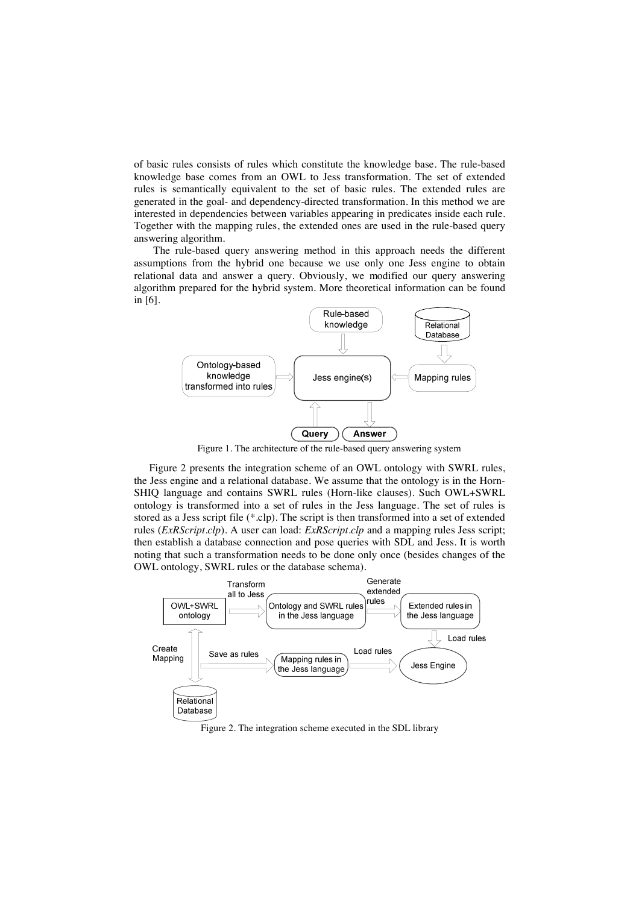of basic rules consists of rules which constitute the knowledge base. The rule-based knowledge base comes from an OWL to Jess transformation. The set of extended rules is semantically equivalent to the set of basic rules. The extended rules are generated in the goal- and dependency-directed transformation. In this method we are interested in dependencies between variables appearing in predicates inside each rule. Together with the mapping rules, the extended ones are used in the rule-based query answering algorithm.

The rule-based query answering method in this approach needs the different assumptions from the hybrid one because we use only one Jess engine to obtain relational data and answer a query. Obviously, we modified our query answering algorithm prepared for the hybrid system. More theoretical information can be found in [6].

Figure 1. The architecture of the rule-based query answering system

Figure 2 presents the integration scheme of an OWL ontology with SWRL rules, the Jess engine and a relational database. We assume that the ontology is in the Horn-SHIQ language and contains SWRL rules (Horn-like clauses). Such OWL+SWRL ontology is transformed into a set of rules in the Jess language. The set of rules is stored as a Jess script file (*.clp). The script is then transformed into a set of extended rules (*ExRScript.clp*). A user can load: *ExRScript.clp* and a mapping rules Jess script; then establish a database connection and pose queries with SDL and Jess. It is worth noting that such a transformation needs to be done only once (besides changes of the OWL ontology, SWRL rules or the database schema).

Figure 2. The integration scheme executed in the SDL library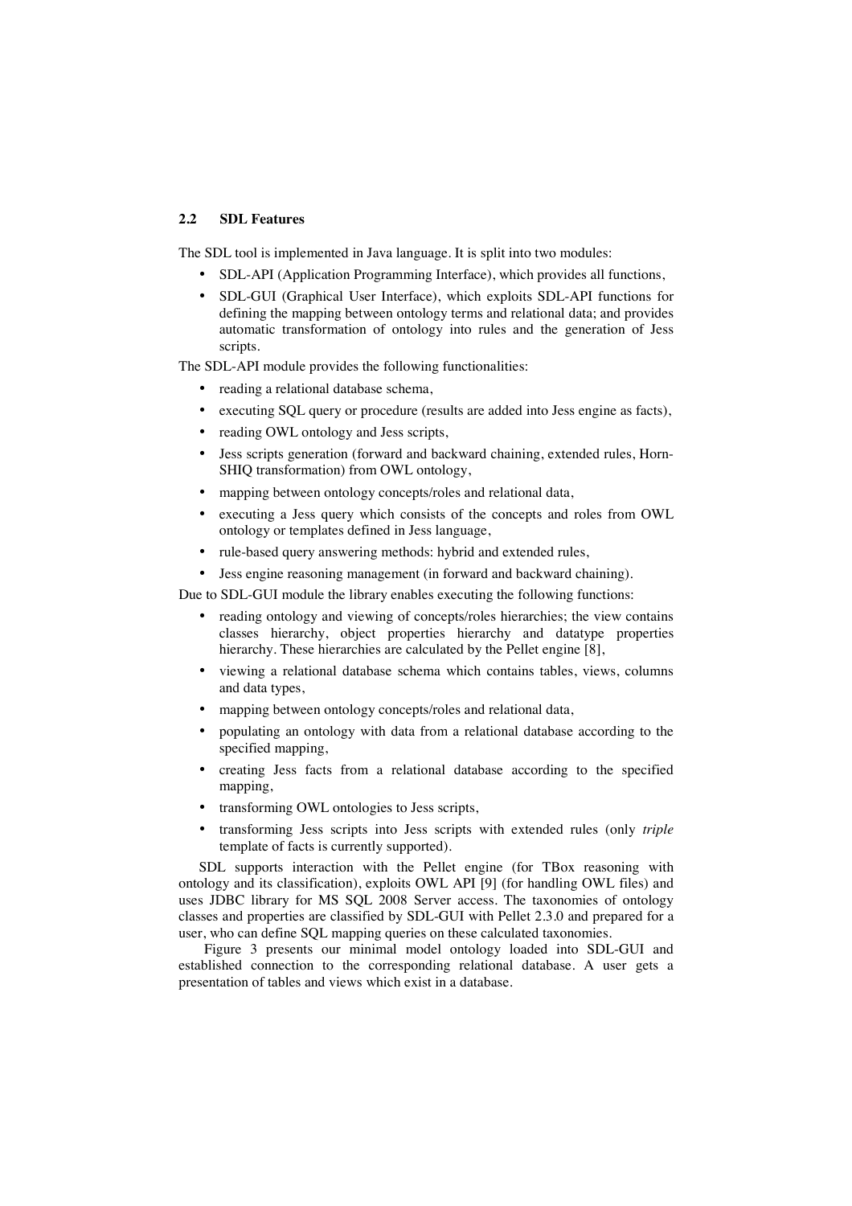### 2.2 SDL Features

The SDL tool is implemented in Java language. It is split into two modules:

- SDL-API (Application Programming Interface), which provides all functions,
- SDL-GUI (Graphical User Interface), which exploits SDL-API functions for defining the mapping between ontology terms and relational data; and provides automatic transformation of ontology into rules and the generation of Jess scripts.

The SDL-API module provides the following functionalities:

- reading a relational database schema,
- executing SQL query or procedure (results are added into Jess engine as facts),
- reading OWL ontology and Jess scripts,
- Jess scripts generation (forward and backward chaining, extended rules, Horn-SHIQ transformation) from OWL ontology,
- mapping between ontology concepts/roles and relational data,
- executing a Jess query which consists of the concepts and roles from OWL ontology or templates defined in Jess language,
- rule-based query answering methods: hybrid and extended rules,
- Jess engine reasoning management (in forward and backward chaining).

Due to SDL-GUI module the library enables executing the following functions:

- reading ontology and viewing of concepts/roles hierarchies; the view contains classes hierarchy, object properties hierarchy and datatype properties hierarchy. These hierarchies are calculated by the Pellet engine [8],
- viewing a relational database schema which contains tables, views, columns and data types,
- mapping between ontology concepts/roles and relational data,
- populating an ontology with data from a relational database according to the specified mapping,
- creating Jess facts from a relational database according to the specified mapping,
- transforming OWL ontologies to Jess scripts,
- transforming Jess scripts into Jess scripts with extended rules (only *triple* template of facts is currently supported).

SDL supports interaction with the Pellet engine (for TBox reasoning with ontology and its classification), exploits OWL API [9] (for handling OWL files) and uses JDBC library for MS SQL 2008 Server access. The taxonomies of ontology classes and properties are classified by SDL-GUI with Pellet 2.3.0 and prepared for a user, who can define SQL mapping queries on these calculated taxonomies.

Figure 3 presents our minimal model ontology loaded into SDL-GUI and established connection to the corresponding relational database. A user gets a presentation of tables and views which exist in a database.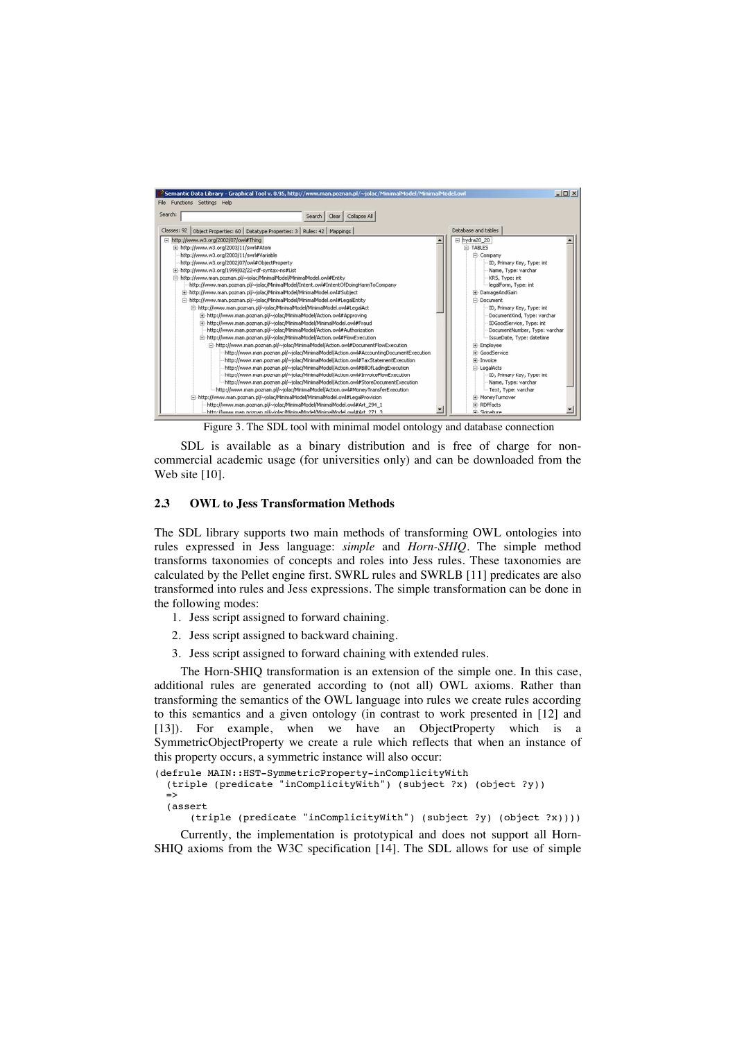Figure 3. The SDL tool with minimal model ontology and database connection

SDL is available as a binary distribution and is free of charge for non-commercial academic usage (for universities only) and can be downloaded from the Web site [10].

### 2.3 OWL to Jess Transformation Methods

The SDL library supports two main methods of transforming OWL ontologies into rules expressed in Jess language: *simple* and *Horn-SHIQ*. The simple method transforms taxonomies of concepts and roles into Jess rules. These taxonomies are calculated by the Pellet engine first. SWRL rules and SWRLB [11] predicates are also transformed into rules and Jess expressions. The simple transformation can be done in the following modes:

1. Jess script assigned to forward chaining.
2. Jess script assigned to backward chaining.
3. Jess script assigned to forward chaining with extended rules.

The Horn-SHIQ transformation is an extension of the simple one. In this case, additional rules are generated according to (not all) OWL axioms. Rather than transforming the semantics of the OWL language into rules we create rules according to this semantics and a given ontology (in contrast to work presented in [12] and [13]). For example, when we have an ObjectProperty which is a SymmetricObjectProperty we create a rule which reflects that when an instance of this property occurs, a symmetric instance will also occur:

```
(defrule MAIN::HST-SymmetricProperty-inComplicityWith
  (triple (predicate "inComplicityWith") (subject ?x) (object ?y))
  =>
  (assert
      (triple (predicate "inComplicityWith") (subject ?y) (object ?x))))
```

Currently, the implementation is prototypical and does not support all Horn-SHIQ axioms from the W3C specification [14]. The SDL allows for use of simple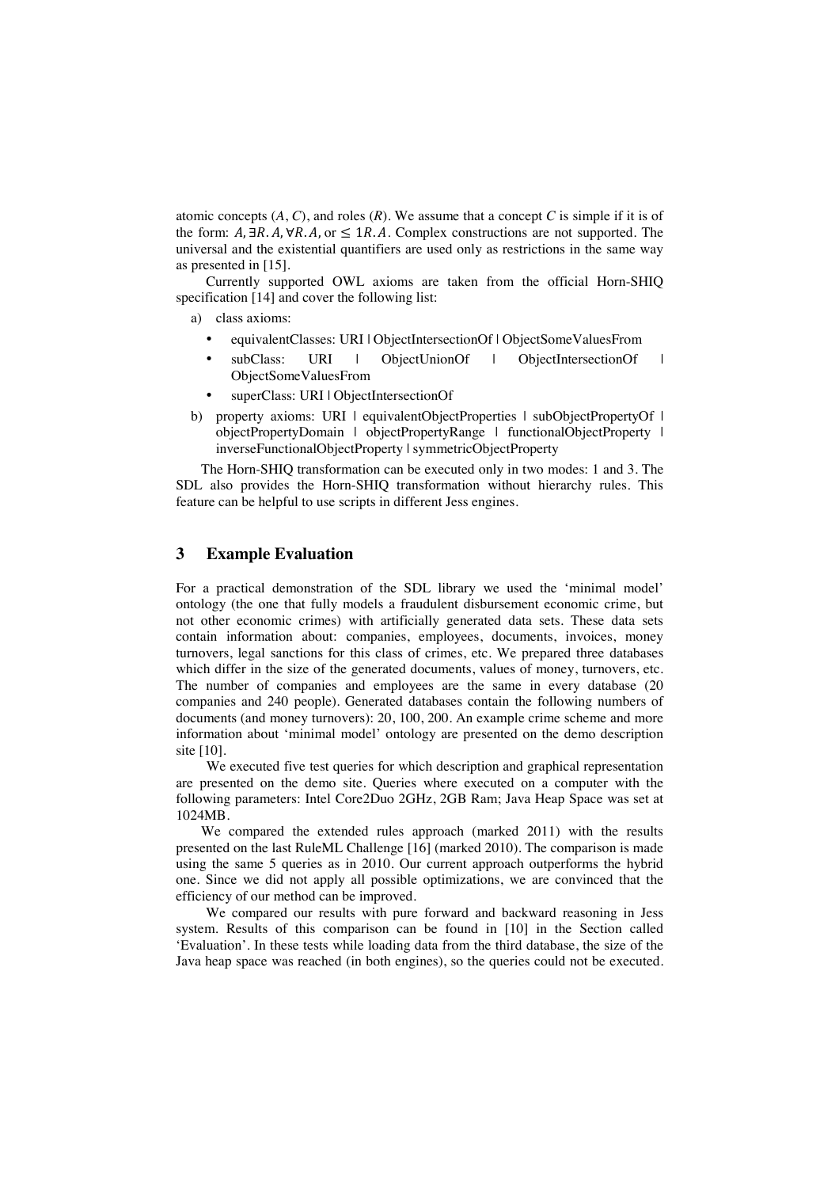atomic concepts ($A$, $C$), and roles ($R$). We assume that a concept $C$ is simple if it is of the form: $A, \exists R.A, \forall R.A$, or $\leq 1R.A$. Complex constructions are not supported. The universal and the existential quantifiers are used only as restrictions in the same way as presented in [15].

Currently supported OWL axioms are taken from the official Horn-SHIQ specification [14] and cover the following list:

a) class axioms:
   - equivalentClasses: URI | ObjectIntersectionOf | ObjectSomeValuesFrom
   - subClass: URI | ObjectUnionOf | ObjectIntersectionOf | ObjectSomeValuesFrom
   - superClass: URI | ObjectIntersectionOf
b) property axioms: URI | equivalentObjectProperties | subObjectPropertyOf | objectPropertyDomain | objectPropertyRange | functionalObjectProperty | inverseFunctionalObjectProperty | symmetricObjectProperty

The Horn-SHIQ transformation can be executed only in two modes: 1 and 3. The SDL also provides the Horn-SHIQ transformation without hierarchy rules. This feature can be helpful to use scripts in different Jess engines.

## 3 Example Evaluation

For a practical demonstration of the SDL library we used the 'minimal model' ontology (the one that fully models a fraudulent disbursement economic crime, but not other economic crimes) with artificially generated data sets. These data sets contain information about: companies, employees, documents, invoices, money turnovers, legal sanctions for this class of crimes, etc. We prepared three databases which differ in the size of the generated documents, values of money, turnovers, etc. The number of companies and employees are the same in every database (20 companies and 240 people). Generated databases contain the following numbers of documents (and money turnovers): 20, 100, 200. An example crime scheme and more information about 'minimal model' ontology are presented on the demo description site [10].

We executed five test queries for which description and graphical representation are presented on the demo site. Queries where executed on a computer with the following parameters: Intel Core2Duo 2GHz, 2GB Ram; Java Heap Space was set at 1024MB.

We compared the extended rules approach (marked 2011) with the results presented on the last RuleML Challenge [16] (marked 2010). The comparison is made using the same 5 queries as in 2010. Our current approach outperforms the hybrid one. Since we did not apply all possible optimizations, we are convinced that the efficiency of our method can be improved.

We compared our results with pure forward and backward reasoning in Jess system. Results of this comparison can be found in [10] in the Section called 'Evaluation'. In these tests while loading data from the third database, the size of the Java heap space was reached (in both engines), so the queries could not be executed.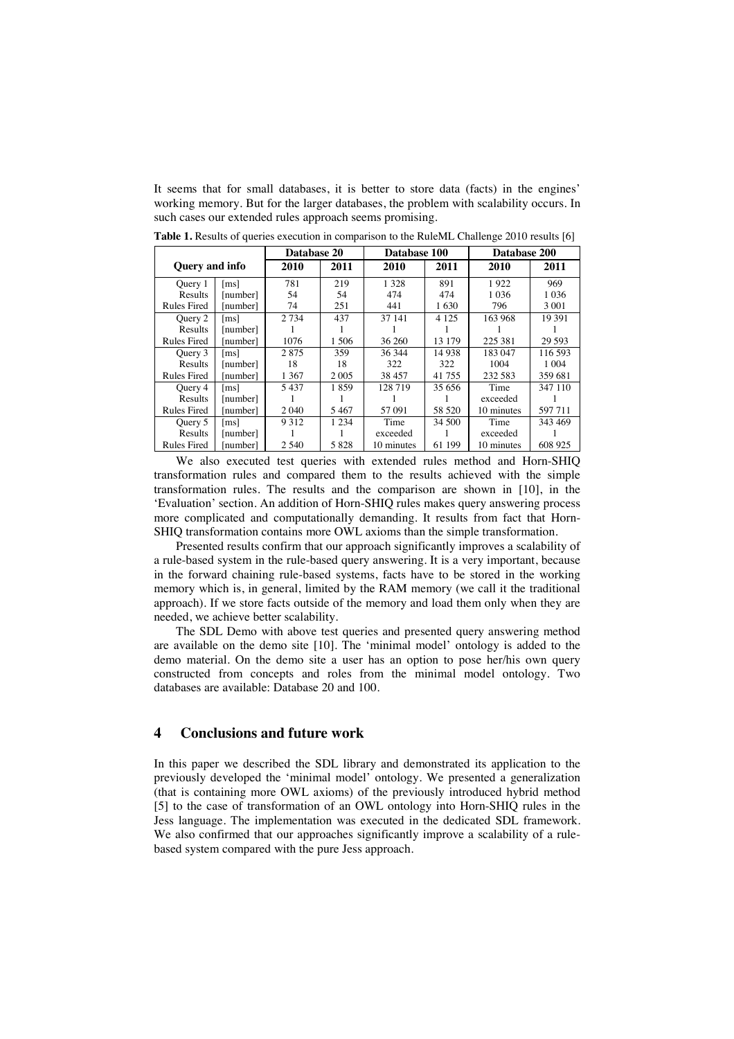It seems that for small databases, it is better to store data (facts) in the engines' working memory. But for the larger databases, the problem with scalability occurs. In such cases our extended rules approach seems promising.

**Table 1.** Results of queries execution in comparison to the RuleML Challenge 2010 results [6]

| Query and info | | Database 20 | | Database 100 | | Database 200 | |
|---|---|---|---|---|---|---|---|
| | | 2010 | 2011 | 2010 | 2011 | 2010 | 2011 |
| Query 1 | [ms] | 781 | 219 | 1 328 | 891 | 1 922 | 969 |
| Results | [number] | 54 | 54 | 474 | 474 | 1 036 | 1 036 |
| Rules Fired | [number] | 74 | 251 | 441 | 1 630 | 796 | 3 001 |
| Query 2 | [ms] | 2 734 | 437 | 37 141 | 4 125 | 163 968 | 19 391 |
| Results | [number] | 1 | 1 | 1 | 1 | 1 | 1 |
| Rules Fired | [number] | 1076 | 1 506 | 36 260 | 13 179 | 225 381 | 29 593 |
| Query 3 | [ms] | 2 875 | 359 | 36 344 | 14 938 | 183 047 | 116 593 |
| Results | [number] | 18 | 18 | 322 | 322 | 1004 | 1 004 |
| Rules Fired | [number] | 1 367 | 2 005 | 38 457 | 41 755 | 232 583 | 359 681 |
| Query 4 | [ms] | 5 437 | 1 859 | 128 719 | 35 656 | Time | 347 110 |
| Results | [number] | 1 | 1 | 1 | 1 | exceeded | 1 |
| Rules Fired | [number] | 2 040 | 5 467 | 57 091 | 58 520 | 10 minutes | 597 711 |
| Query 5 | [ms] | 9 312 | 1 234 | Time | 34 500 | Time | 343 469 |
| Results | [number] | 1 | 1 | exceeded | 1 | exceeded | 1 |
| Rules Fired | [number] | 2 540 | 5 828 | 10 minutes | 61 199 | 10 minutes | 608 925 |

We also executed test queries with extended rules method and Horn-SHIQ transformation rules and compared them to the results achieved with the simple transformation rules. The results and the comparison are shown in [10], in the 'Evaluation' section. An addition of Horn-SHIQ rules makes query answering process more complicated and computationally demanding. It results from fact that Horn-SHIQ transformation contains more OWL axioms than the simple transformation.

Presented results confirm that our approach significantly improves a scalability of a rule-based system in the rule-based query answering. It is a very important, because in the forward chaining rule-based systems, facts have to be stored in the working memory which is, in general, limited by the RAM memory (we call it the traditional approach). If we store facts outside of the memory and load them only when they are needed, we achieve better scalability.

The SDL Demo with above test queries and presented query answering method are available on the demo site [10]. The 'minimal model' ontology is added to the demo material. On the demo site a user has an option to pose her/his own query constructed from concepts and roles from the minimal model ontology. Two databases are available: Database 20 and 100.

## 4 Conclusions and future work

In this paper we described the SDL library and demonstrated its application to the previously developed the 'minimal model' ontology. We presented a generalization (that is containing more OWL axioms) of the previously introduced hybrid method [5] to the case of transformation of an OWL ontology into Horn-SHIQ rules in the Jess language. The implementation was executed in the dedicated SDL framework. We also confirmed that our approaches significantly improve a scalability of a rule-based system compared with the pure Jess approach.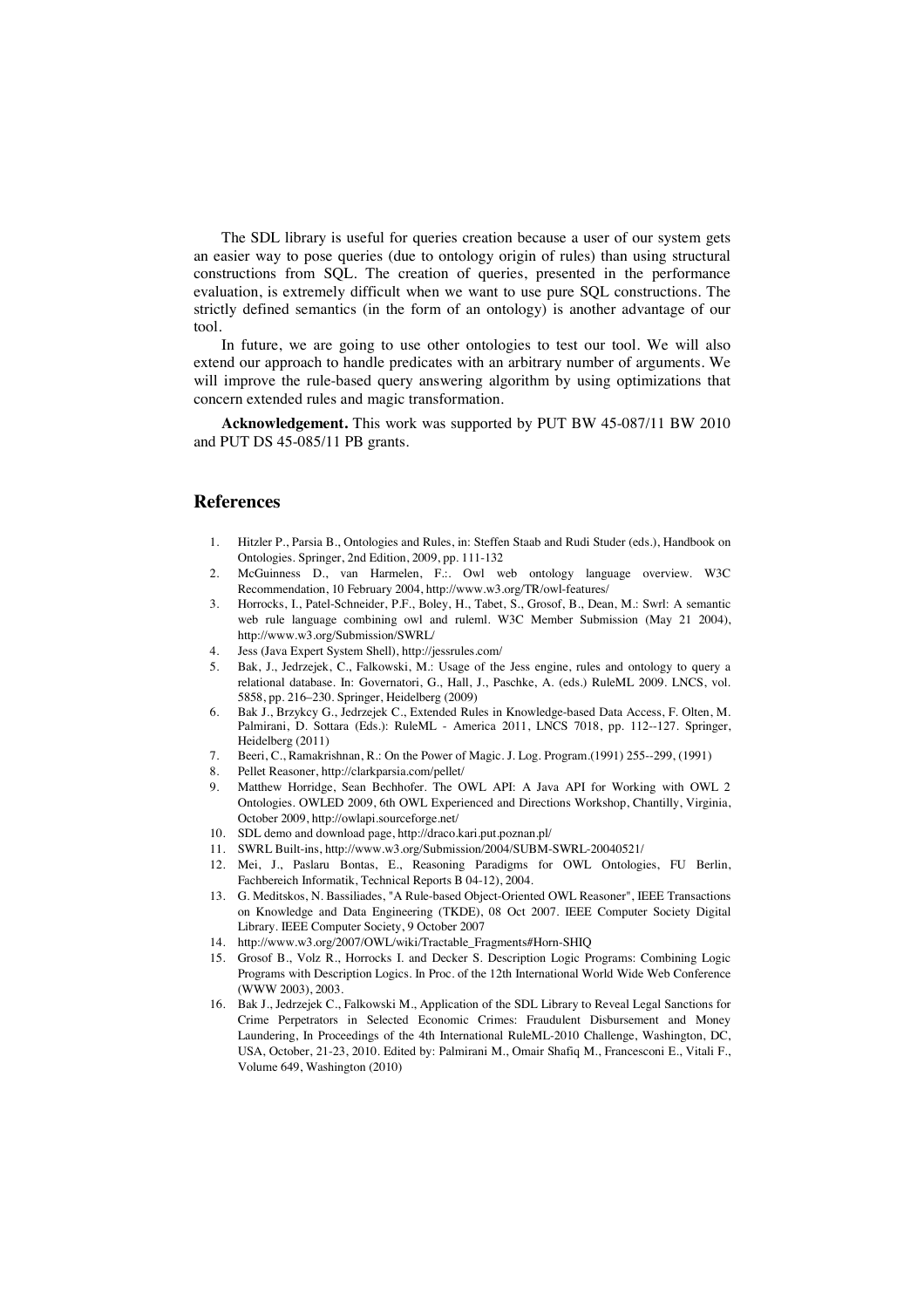The SDL library is useful for queries creation because a user of our system gets an easier way to pose queries (due to ontology origin of rules) than using structural constructions from SQL. The creation of queries, presented in the performance evaluation, is extremely difficult when we want to use pure SQL constructions. The strictly defined semantics (in the form of an ontology) is another advantage of our tool.

In future, we are going to use other ontologies to test our tool. We will also extend our approach to handle predicates with an arbitrary number of arguments. We will improve the rule-based query answering algorithm by using optimizations that concern extended rules and magic transformation.

**Acknowledgement.** This work was supported by PUT BW 45-087/11 BW 2010 and PUT DS 45-085/11 PB grants.

## References

1. Hitzler P., Parsia B., Ontologies and Rules, in: Steffen Staab and Rudi Studer (eds.), Handbook on Ontologies. Springer, 2nd Edition, 2009, pp. 111-132
2. McGuinness D., van Harmelen, F.:. Owl web ontology language overview. W3C Recommendation, 10 February 2004, http://www.w3.org/TR/owl-features/
3. Horrocks, I., Patel-Schneider, P.F., Boley, H., Tabet, S., Grosof, B., Dean, M.: Swrl: A semantic web rule language combining owl and ruleml. W3C Member Submission (May 21 2004), http://www.w3.org/Submission/SWRL/
4. Jess (Java Expert System Shell), http://jessrules.com/
5. Bak, J., Jedrzejek, C., Falkowski, M.: Usage of the Jess engine, rules and ontology to query a relational database. In: Governatori, G., Hall, J., Paschke, A. (eds.) RuleML 2009. LNCS, vol. 5858, pp. 216–230. Springer, Heidelberg (2009)
6. Bak J., Brzykcy G., Jedrzejek C., Extended Rules in Knowledge-based Data Access, F. Olten, M. Palmirani, D. Sottara (Eds.): RuleML - America 2011, LNCS 7018, pp. 112--127. Springer, Heidelberg (2011)
7. Beeri, C., Ramakrishnan, R.: On the Power of Magic. J. Log. Program.(1991) 255--299, (1991)
8. Pellet Reasoner, http://clarkparsia.com/pellet/
9. Matthew Horridge, Sean Bechhofer. The OWL API: A Java API for Working with OWL 2 Ontologies. OWLED 2009, 6th OWL Experienced and Directions Workshop, Chantilly, Virginia, October 2009, http://owlapi.sourceforge.net/
10. SDL demo and download page, http://draco.kari.put.poznan.pl/
11. SWRL Built-ins, http://www.w3.org/Submission/2004/SUBM-SWRL-20040521/
12. Mei, J., Paslaru Bontas, E., Reasoning Paradigms for OWL Ontologies, FU Berlin, Fachbereich Informatik, Technical Reports B 04-12), 2004.
13. G. Meditskos, N. Bassiliades, "A Rule-based Object-Oriented OWL Reasoner", IEEE Transactions on Knowledge and Data Engineering (TKDE), 08 Oct 2007. IEEE Computer Society Digital Library. IEEE Computer Society, 9 October 2007
14. http://www.w3.org/2007/OWL/wiki/Tractable_Fragments#Horn-SHIQ
15. Grosof B., Volz R., Horrocks I. and Decker S. Description Logic Programs: Combining Logic Programs with Description Logics. In Proc. of the 12th International World Wide Web Conference (WWW 2003), 2003.
16. Bak J., Jedrzejek C., Falkowski M., Application of the SDL Library to Reveal Legal Sanctions for Crime Perpetrators in Selected Economic Crimes: Fraudulent Disbursement and Money Laundering, In Proceedings of the 4th International RuleML-2010 Challenge, Washington, DC, USA, October, 21-23, 2010. Edited by: Palmirani M., Omair Shafiq M., Francesconi E., Vitali F., Volume 649, Washington (2010)